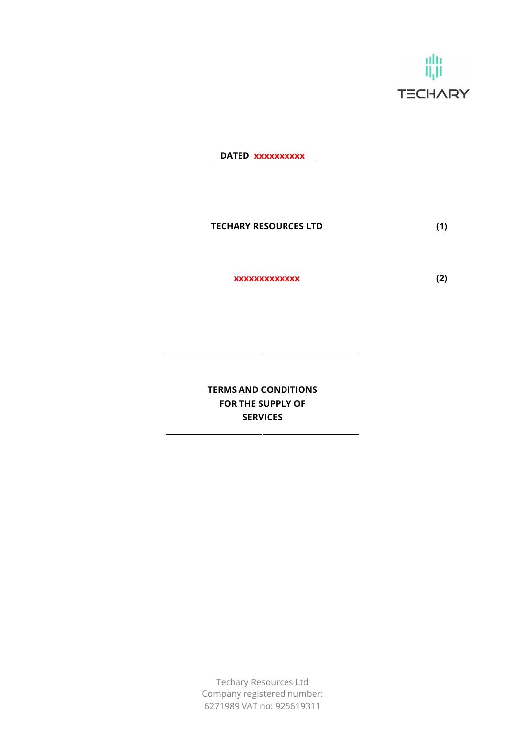TECHARY

**DATED xxxxxxxxxx**

**TECHARY RESOURCES LTD** **(1)**

**xxxxxxxxxxxxx** **(2)**

---

**TERMS AND CONDITIONS FOR THE SUPPLY OF SERVICES**

---

Techary Resources Ltd
Company registered number: 6271989 VAT no: 925619311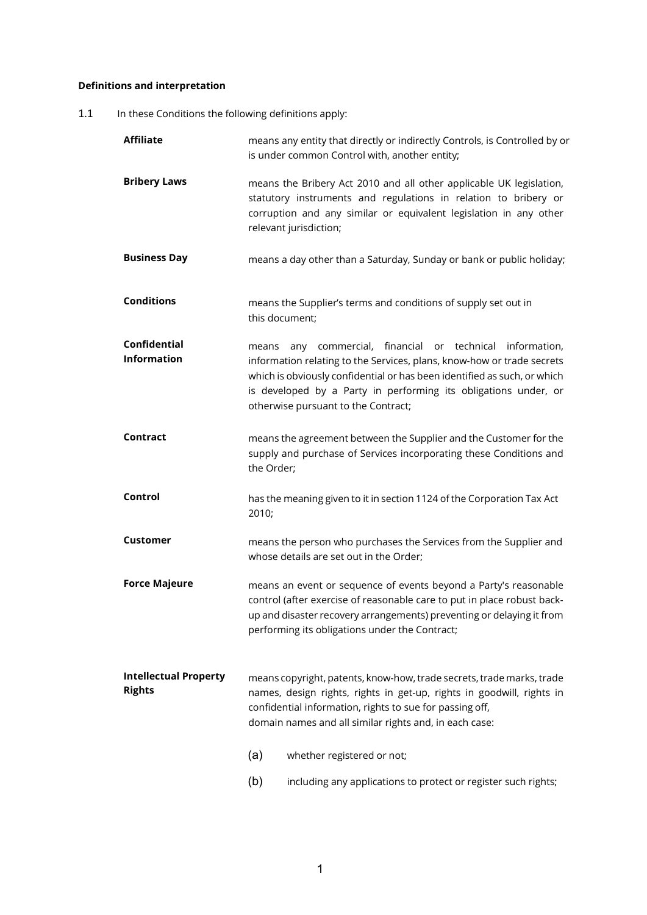**Definitions and interpretation**

1.1 In these Conditions the following definitions apply:

| | |
|---|---|
| **Affiliate** | means any entity that directly or indirectly Controls, is Controlled by or is under common Control with, another entity; |
| **Bribery Laws** | means the Bribery Act 2010 and all other applicable UK legislation, statutory instruments and regulations in relation to bribery or corruption and any similar or equivalent legislation in any other relevant jurisdiction; |
| **Business Day** | means a day other than a Saturday, Sunday or bank or public holiday; |
| **Conditions** | means the Supplier's terms and conditions of supply set out in this document; |
| **Confidential Information** | means any commercial, financial or technical information, information relating to the Services, plans, know-how or trade secrets which is obviously confidential or has been identified as such, or which is developed by a Party in performing its obligations under, or otherwise pursuant to the Contract; |
| **Contract** | means the agreement between the Supplier and the Customer for the supply and purchase of Services incorporating these Conditions and the Order; |
| **Control** | has the meaning given to it in section 1124 of the Corporation Tax Act 2010; |
| **Customer** | means the person who purchases the Services from the Supplier and whose details are set out in the Order; |
| **Force Majeure** | means an event or sequence of events beyond a Party's reasonable control (after exercise of reasonable care to put in place robust back-up and disaster recovery arrangements) preventing or delaying it from performing its obligations under the Contract; |
| **Intellectual Property Rights** | means copyright, patents, know-how, trade secrets, trade marks, trade names, design rights, rights in get-up, rights in goodwill, rights in confidential information, rights to sue for passing off, domain names and all similar rights and, in each case: (a) whether registered or not; (b) including any applications to protect or register such rights; |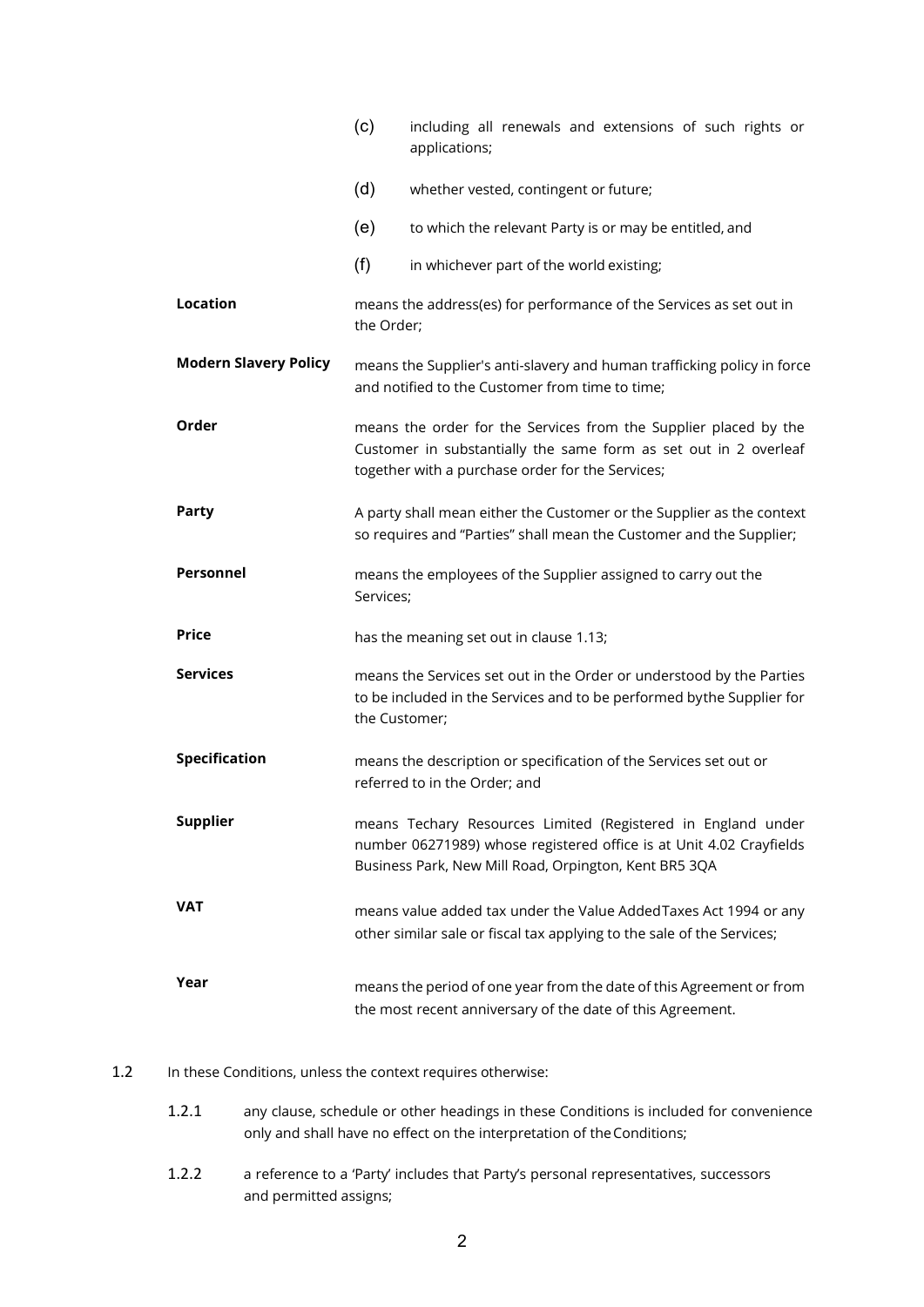(c) including all renewals and extensions of such rights or applications;

(d) whether vested, contingent or future;

(e) to which the relevant Party is or may be entitled, and

(f) in whichever part of the world existing;

| | |
|---|---|
| **Location** | means the address(es) for performance of the Services as set out in the Order; |
| **Modern Slavery Policy** | means the Supplier's anti-slavery and human trafficking policy in force and notified to the Customer from time to time; |
| **Order** | means the order for the Services from the Supplier placed by the Customer in substantially the same form as set out in 2 overleaf together with a purchase order for the Services; |
| **Party** | A party shall mean either the Customer or the Supplier as the context so requires and "Parties" shall mean the Customer and the Supplier; |
| **Personnel** | means the employees of the Supplier assigned to carry out the Services; |
| **Price** | has the meaning set out in clause 1.13; |
| **Services** | means the Services set out in the Order or understood by the Parties to be included in the Services and to be performed bythe Supplier for the Customer; |
| **Specification** | means the description or specification of the Services set out or referred to in the Order; and |
| **Supplier** | means Techary Resources Limited (Registered in England under number 06271989) whose registered office is at Unit 4.02 Crayfields Business Park, New Mill Road, Orpington, Kent BR5 3QA |
| **VAT** | means value added tax under the Value AddedTaxes Act 1994 or any other similar sale or fiscal tax applying to the sale of the Services; |
| **Year** | means the period of one year from the date of this Agreement or from the most recent anniversary of the date of this Agreement. |

1.2 In these Conditions, unless the context requires otherwise:

1.2.1 any clause, schedule or other headings in these Conditions is included for convenience only and shall have no effect on the interpretation of the Conditions;

1.2.2 a reference to a 'Party' includes that Party's personal representatives, successors and permitted assigns;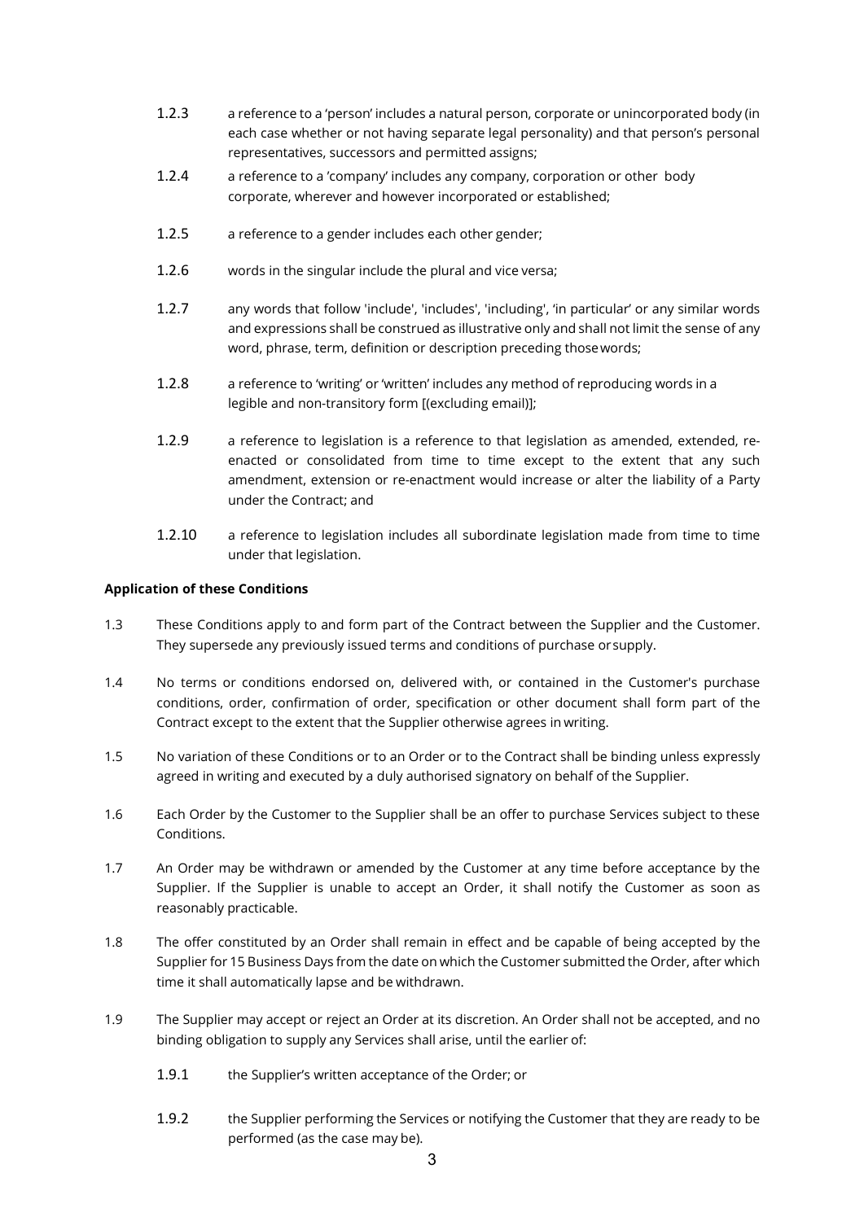1.2.3 a reference to a 'person' includes a natural person, corporate or unincorporated body (in each case whether or not having separate legal personality) and that person's personal representatives, successors and permitted assigns;

1.2.4 a reference to a 'company' includes any company, corporation or other body corporate, wherever and however incorporated or established;

1.2.5 a reference to a gender includes each other gender;

1.2.6 words in the singular include the plural and vice versa;

1.2.7 any words that follow 'include', 'includes', 'including', 'in particular' or any similar words and expressions shall be construed as illustrative only and shall not limit the sense of any word, phrase, term, definition or description preceding those words;

1.2.8 a reference to 'writing' or 'written' includes any method of reproducing words in a legible and non-transitory form [(excluding email)];

1.2.9 a reference to legislation is a reference to that legislation as amended, extended, re-enacted or consolidated from time to time except to the extent that any such amendment, extension or re-enactment would increase or alter the liability of a Party under the Contract; and

1.2.10 a reference to legislation includes all subordinate legislation made from time to time under that legislation.

**Application of these Conditions**

1.3 These Conditions apply to and form part of the Contract between the Supplier and the Customer. They supersede any previously issued terms and conditions of purchase or supply.

1.4 No terms or conditions endorsed on, delivered with, or contained in the Customer's purchase conditions, order, confirmation of order, specification or other document shall form part of the Contract except to the extent that the Supplier otherwise agrees in writing.

1.5 No variation of these Conditions or to an Order or to the Contract shall be binding unless expressly agreed in writing and executed by a duly authorised signatory on behalf of the Supplier.

1.6 Each Order by the Customer to the Supplier shall be an offer to purchase Services subject to these Conditions.

1.7 An Order may be withdrawn or amended by the Customer at any time before acceptance by the Supplier. If the Supplier is unable to accept an Order, it shall notify the Customer as soon as reasonably practicable.

1.8 The offer constituted by an Order shall remain in effect and be capable of being accepted by the Supplier for 15 Business Days from the date on which the Customer submitted the Order, after which time it shall automatically lapse and be withdrawn.

1.9 The Supplier may accept or reject an Order at its discretion. An Order shall not be accepted, and no binding obligation to supply any Services shall arise, until the earlier of:

1.9.1 the Supplier's written acceptance of the Order; or

1.9.2 the Supplier performing the Services or notifying the Customer that they are ready to be performed (as the case may be).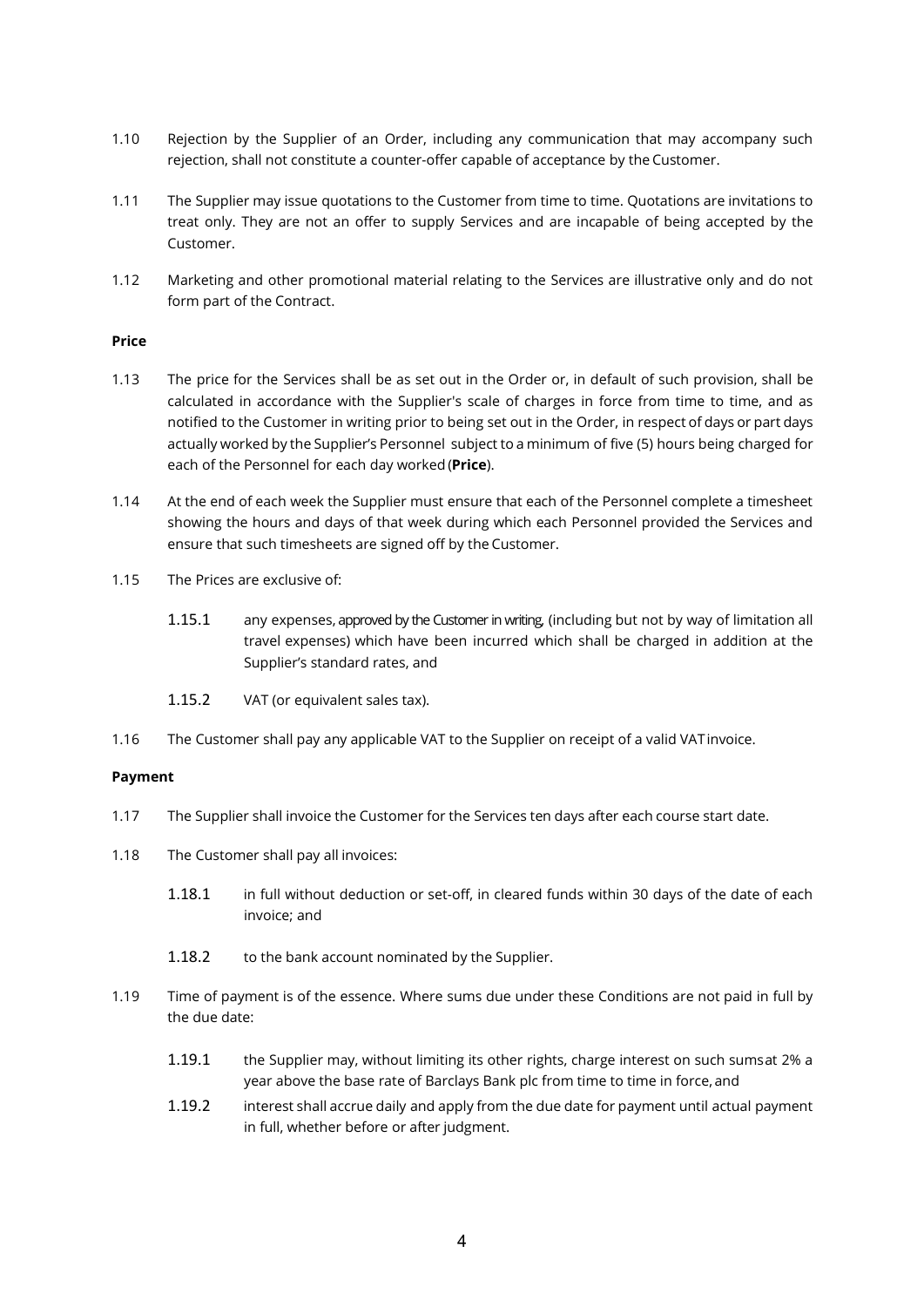1.10 Rejection by the Supplier of an Order, including any communication that may accompany such rejection, shall not constitute a counter-offer capable of acceptance by the Customer.

1.11 The Supplier may issue quotations to the Customer from time to time. Quotations are invitations to treat only. They are not an offer to supply Services and are incapable of being accepted by the Customer.

1.12 Marketing and other promotional material relating to the Services are illustrative only and do not form part of the Contract.

**Price**

1.13 The price for the Services shall be as set out in the Order or, in default of such provision, shall be calculated in accordance with the Supplier's scale of charges in force from time to time, and as notified to the Customer in writing prior to being set out in the Order, in respect of days or part days actually worked by the Supplier's Personnel subject to a minimum of five (5) hours being charged for each of the Personnel for each day worked (**Price**).

1.14 At the end of each week the Supplier must ensure that each of the Personnel complete a timesheet showing the hours and days of that week during which each Personnel provided the Services and ensure that such timesheets are signed off by the Customer.

1.15 The Prices are exclusive of:

1.15.1 any expenses, approved by the Customer in writing, (including but not by way of limitation all travel expenses) which have been incurred which shall be charged in addition at the Supplier's standard rates, and

1.15.2 VAT (or equivalent sales tax).

1.16 The Customer shall pay any applicable VAT to the Supplier on receipt of a valid VAT invoice.

**Payment**

1.17 The Supplier shall invoice the Customer for the Services ten days after each course start date.

1.18 The Customer shall pay all invoices:

1.18.1 in full without deduction or set-off, in cleared funds within 30 days of the date of each invoice; and

1.18.2 to the bank account nominated by the Supplier.

1.19 Time of payment is of the essence. Where sums due under these Conditions are not paid in full by the due date:

1.19.1 the Supplier may, without limiting its other rights, charge interest on such sums at 2% a year above the base rate of Barclays Bank plc from time to time in force, and

1.19.2 interest shall accrue daily and apply from the due date for payment until actual payment in full, whether before or after judgment.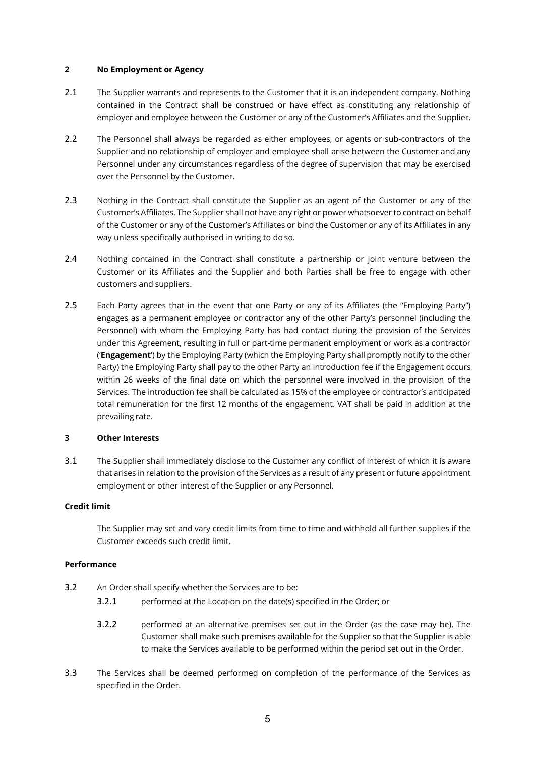## 2 No Employment or Agency

2.1 The Supplier warrants and represents to the Customer that it is an independent company. Nothing contained in the Contract shall be construed or have effect as constituting any relationship of employer and employee between the Customer or any of the Customer's Affiliates and the Supplier.

2.2 The Personnel shall always be regarded as either employees, or agents or sub-contractors of the Supplier and no relationship of employer and employee shall arise between the Customer and any Personnel under any circumstances regardless of the degree of supervision that may be exercised over the Personnel by the Customer.

2.3 Nothing in the Contract shall constitute the Supplier as an agent of the Customer or any of the Customer's Affiliates. The Supplier shall not have any right or power whatsoever to contract on behalf of the Customer or any of the Customer's Affiliates or bind the Customer or any of its Affiliates in any way unless specifically authorised in writing to do so.

2.4 Nothing contained in the Contract shall constitute a partnership or joint venture between the Customer or its Affiliates and the Supplier and both Parties shall be free to engage with other customers and suppliers.

2.5 Each Party agrees that in the event that one Party or any of its Affiliates (the "Employing Party") engages as a permanent employee or contractor any of the other Party's personnel (including the Personnel) with whom the Employing Party has had contact during the provision of the Services under this Agreement, resulting in full or part-time permanent employment or work as a contractor ('**Engagement**') by the Employing Party (which the Employing Party shall promptly notify to the other Party) the Employing Party shall pay to the other Party an introduction fee if the Engagement occurs within 26 weeks of the final date on which the personnel were involved in the provision of the Services. The introduction fee shall be calculated as 15% of the employee or contractor's anticipated total remuneration for the first 12 months of the engagement. VAT shall be paid in addition at the prevailing rate.

## 3 Other Interests

3.1 The Supplier shall immediately disclose to the Customer any conflict of interest of which it is aware that arises in relation to the provision of the Services as a result of any present or future appointment employment or other interest of the Supplier or any Personnel.

**Credit limit**

The Supplier may set and vary credit limits from time to time and withhold all further supplies if the Customer exceeds such credit limit.

**Performance**

3.2 An Order shall specify whether the Services are to be:

3.2.1 performed at the Location on the date(s) specified in the Order; or

3.2.2 performed at an alternative premises set out in the Order (as the case may be). The Customer shall make such premises available for the Supplier so that the Supplier is able to make the Services available to be performed within the period set out in the Order.

3.3 The Services shall be deemed performed on completion of the performance of the Services as specified in the Order.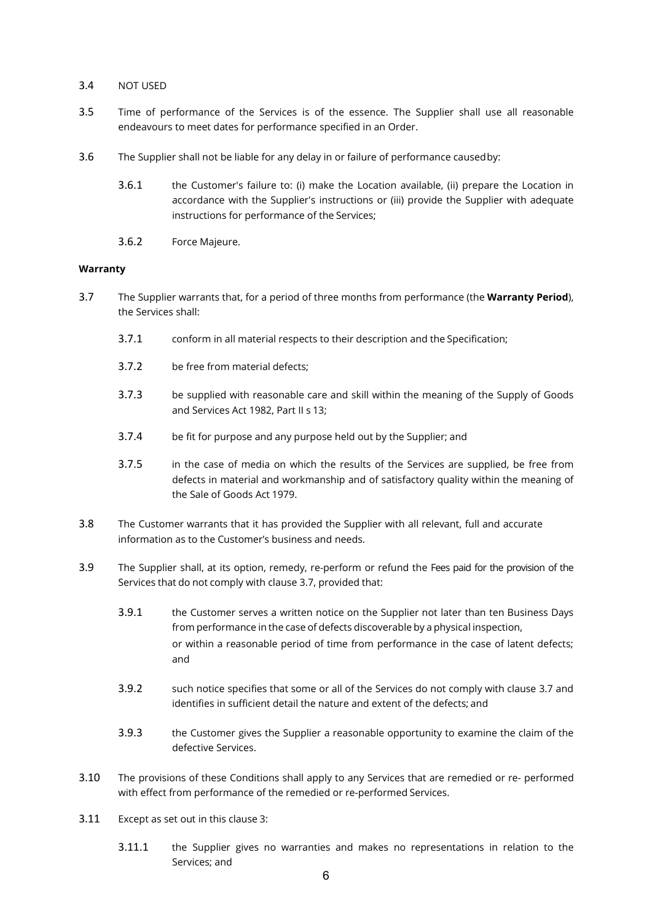3.4 NOT USED

3.5 Time of performance of the Services is of the essence. The Supplier shall use all reasonable endeavours to meet dates for performance specified in an Order.

3.6 The Supplier shall not be liable for any delay in or failure of performance caused by:

3.6.1 the Customer's failure to: (i) make the Location available, (ii) prepare the Location in accordance with the Supplier's instructions or (iii) provide the Supplier with adequate instructions for performance of the Services;

3.6.2 Force Majeure.

**Warranty**

3.7 The Supplier warrants that, for a period of three months from performance (the **Warranty Period**), the Services shall:

3.7.1 conform in all material respects to their description and the Specification;

3.7.2 be free from material defects;

3.7.3 be supplied with reasonable care and skill within the meaning of the Supply of Goods and Services Act 1982, Part II s 13;

3.7.4 be fit for purpose and any purpose held out by the Supplier; and

3.7.5 in the case of media on which the results of the Services are supplied, be free from defects in material and workmanship and of satisfactory quality within the meaning of the Sale of Goods Act 1979.

3.8 The Customer warrants that it has provided the Supplier with all relevant, full and accurate information as to the Customer's business and needs.

3.9 The Supplier shall, at its option, remedy, re-perform or refund the Fees paid for the provision of the Services that do not comply with clause 3.7, provided that:

3.9.1 the Customer serves a written notice on the Supplier not later than ten Business Days from performance in the case of defects discoverable by a physical inspection, or within a reasonable period of time from performance in the case of latent defects; and

3.9.2 such notice specifies that some or all of the Services do not comply with clause 3.7 and identifies in sufficient detail the nature and extent of the defects; and

3.9.3 the Customer gives the Supplier a reasonable opportunity to examine the claim of the defective Services.

3.10 The provisions of these Conditions shall apply to any Services that are remedied or re- performed with effect from performance of the remedied or re-performed Services.

3.11 Except as set out in this clause 3:

3.11.1 the Supplier gives no warranties and makes no representations in relation to the Services; and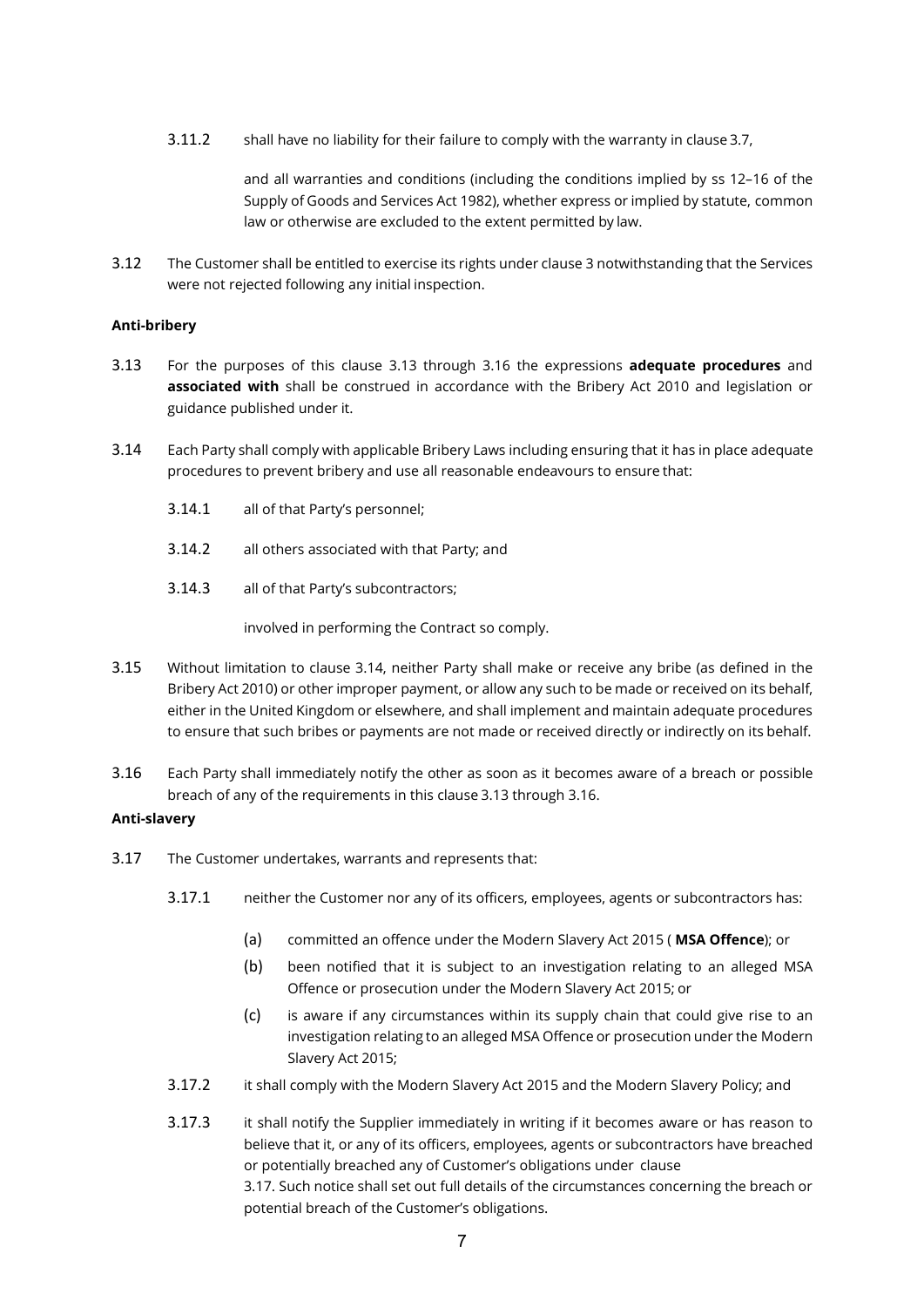3.11.2 shall have no liability for their failure to comply with the warranty in clause 3.7,

and all warranties and conditions (including the conditions implied by ss 12–16 of the Supply of Goods and Services Act 1982), whether express or implied by statute, common law or otherwise are excluded to the extent permitted by law.

3.12 The Customer shall be entitled to exercise its rights under clause 3 notwithstanding that the Services were not rejected following any initial inspection.

**Anti-bribery**

3.13 For the purposes of this clause 3.13 through 3.16 the expressions **adequate procedures** and **associated with** shall be construed in accordance with the Bribery Act 2010 and legislation or guidance published under it.

3.14 Each Party shall comply with applicable Bribery Laws including ensuring that it has in place adequate procedures to prevent bribery and use all reasonable endeavours to ensure that:

3.14.1 all of that Party's personnel;

3.14.2 all others associated with that Party; and

3.14.3 all of that Party's subcontractors;

involved in performing the Contract so comply.

3.15 Without limitation to clause 3.14, neither Party shall make or receive any bribe (as defined in the Bribery Act 2010) or other improper payment, or allow any such to be made or received on its behalf, either in the United Kingdom or elsewhere, and shall implement and maintain adequate procedures to ensure that such bribes or payments are not made or received directly or indirectly on its behalf.

3.16 Each Party shall immediately notify the other as soon as it becomes aware of a breach or possible breach of any of the requirements in this clause 3.13 through 3.16.

**Anti-slavery**

3.17 The Customer undertakes, warrants and represents that:

3.17.1 neither the Customer nor any of its officers, employees, agents or subcontractors has:

(a) committed an offence under the Modern Slavery Act 2015 ( **MSA Offence**); or

(b) been notified that it is subject to an investigation relating to an alleged MSA Offence or prosecution under the Modern Slavery Act 2015; or

(c) is aware if any circumstances within its supply chain that could give rise to an investigation relating to an alleged MSA Offence or prosecution under the Modern Slavery Act 2015;

3.17.2 it shall comply with the Modern Slavery Act 2015 and the Modern Slavery Policy; and

3.17.3 it shall notify the Supplier immediately in writing if it becomes aware or has reason to believe that it, or any of its officers, employees, agents or subcontractors have breached or potentially breached any of Customer's obligations under clause 3.17. Such notice shall set out full details of the circumstances concerning the breach or potential breach of the Customer's obligations.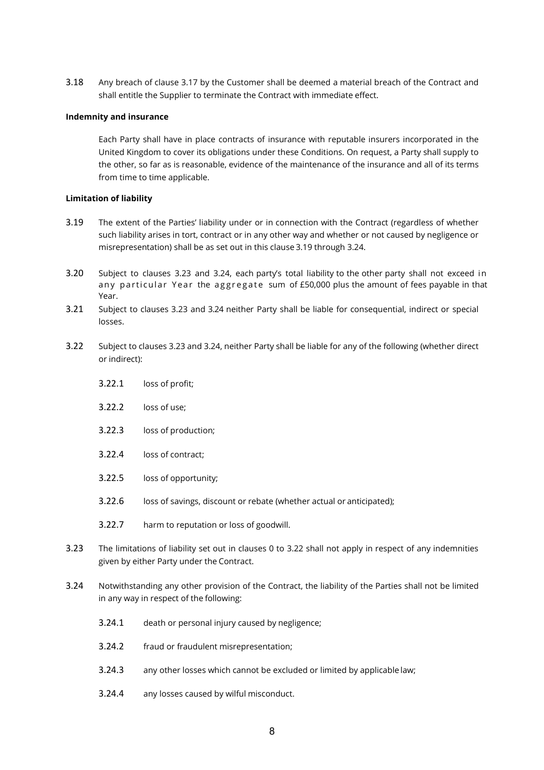3.18 Any breach of clause 3.17 by the Customer shall be deemed a material breach of the Contract and shall entitle the Supplier to terminate the Contract with immediate effect.

**Indemnity and insurance**

Each Party shall have in place contracts of insurance with reputable insurers incorporated in the United Kingdom to cover its obligations under these Conditions. On request, a Party shall supply to the other, so far as is reasonable, evidence of the maintenance of the insurance and all of its terms from time to time applicable.

**Limitation of liability**

3.19 The extent of the Parties' liability under or in connection with the Contract (regardless of whether such liability arises in tort, contract or in any other way and whether or not caused by negligence or misrepresentation) shall be as set out in this clause 3.19 through 3.24.

3.20 Subject to clauses 3.23 and 3.24, each party's total liability to the other party shall not exceed in any particular Year the aggregate sum of £50,000 plus the amount of fees payable in that Year.

3.21 Subject to clauses 3.23 and 3.24 neither Party shall be liable for consequential, indirect or special losses.

3.22 Subject to clauses 3.23 and 3.24, neither Party shall be liable for any of the following (whether direct or indirect):

3.22.1 loss of profit;

3.22.2 loss of use;

3.22.3 loss of production;

3.22.4 loss of contract;

3.22.5 loss of opportunity;

3.22.6 loss of savings, discount or rebate (whether actual or anticipated);

3.22.7 harm to reputation or loss of goodwill.

3.23 The limitations of liability set out in clauses 0 to 3.22 shall not apply in respect of any indemnities given by either Party under the Contract.

3.24 Notwithstanding any other provision of the Contract, the liability of the Parties shall not be limited in any way in respect of the following:

3.24.1 death or personal injury caused by negligence;

3.24.2 fraud or fraudulent misrepresentation;

3.24.3 any other losses which cannot be excluded or limited by applicable law;

3.24.4 any losses caused by wilful misconduct.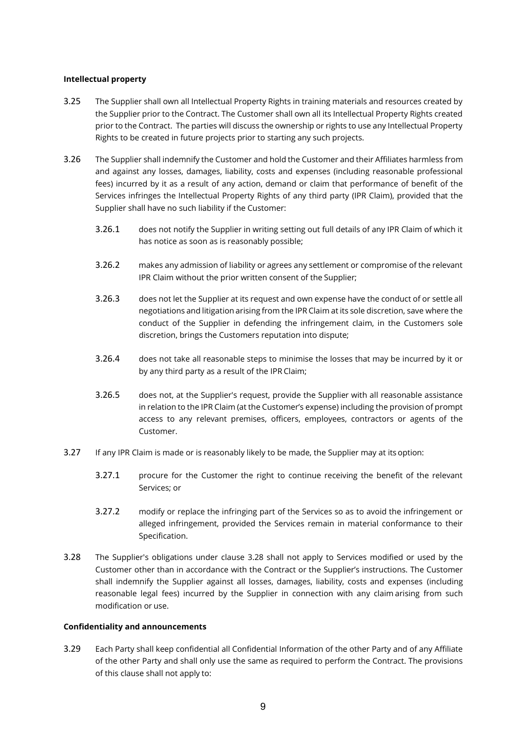**Intellectual property**

3.25 The Supplier shall own all Intellectual Property Rights in training materials and resources created by the Supplier prior to the Contract. The Customer shall own all its Intellectual Property Rights created prior to the Contract. The parties will discuss the ownership or rights to use any Intellectual Property Rights to be created in future projects prior to starting any such projects.

3.26 The Supplier shall indemnify the Customer and hold the Customer and their Affiliates harmless from and against any losses, damages, liability, costs and expenses (including reasonable professional fees) incurred by it as a result of any action, demand or claim that performance of benefit of the Services infringes the Intellectual Property Rights of any third party (IPR Claim), provided that the Supplier shall have no such liability if the Customer:

   3.26.1 does not notify the Supplier in writing setting out full details of any IPR Claim of which it has notice as soon as is reasonably possible;

   3.26.2 makes any admission of liability or agrees any settlement or compromise of the relevant IPR Claim without the prior written consent of the Supplier;

   3.26.3 does not let the Supplier at its request and own expense have the conduct of or settle all negotiations and litigation arising from the IPR Claim at its sole discretion, save where the conduct of the Supplier in defending the infringement claim, in the Customers sole discretion, brings the Customers reputation into dispute;

   3.26.4 does not take all reasonable steps to minimise the losses that may be incurred by it or by any third party as a result of the IPR Claim;

   3.26.5 does not, at the Supplier's request, provide the Supplier with all reasonable assistance in relation to the IPR Claim (at the Customer's expense) including the provision of prompt access to any relevant premises, officers, employees, contractors or agents of the Customer.

3.27 If any IPR Claim is made or is reasonably likely to be made, the Supplier may at its option:

   3.27.1 procure for the Customer the right to continue receiving the benefit of the relevant Services; or

   3.27.2 modify or replace the infringing part of the Services so as to avoid the infringement or alleged infringement, provided the Services remain in material conformance to their Specification.

3.28 The Supplier's obligations under clause 3.28 shall not apply to Services modified or used by the Customer other than in accordance with the Contract or the Supplier's instructions. The Customer shall indemnify the Supplier against all losses, damages, liability, costs and expenses (including reasonable legal fees) incurred by the Supplier in connection with any claim arising from such modification or use.

**Confidentiality and announcements**

3.29 Each Party shall keep confidential all Confidential Information of the other Party and of any Affiliate of the other Party and shall only use the same as required to perform the Contract. The provisions of this clause shall not apply to: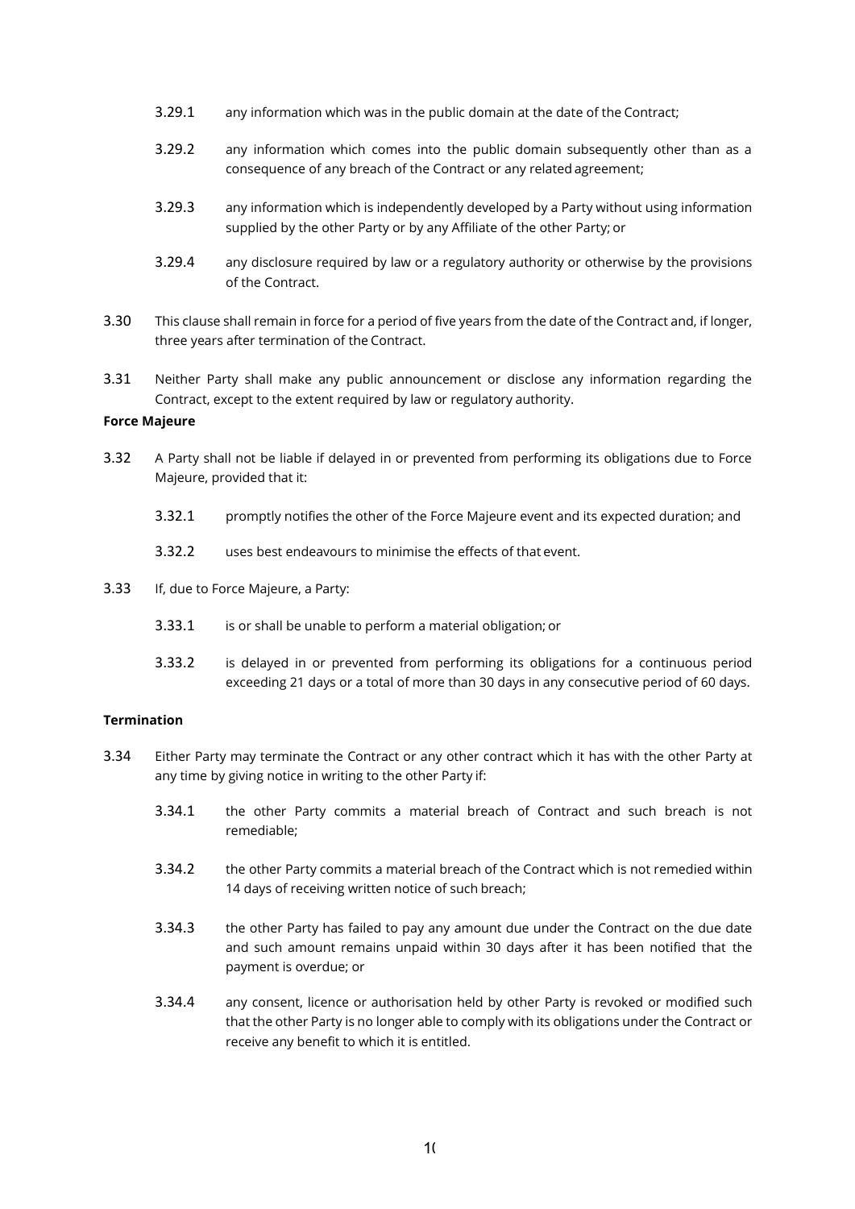3.29.1 any information which was in the public domain at the date of the Contract;

3.29.2 any information which comes into the public domain subsequently other than as a consequence of any breach of the Contract or any related agreement;

3.29.3 any information which is independently developed by a Party without using information supplied by the other Party or by any Affiliate of the other Party; or

3.29.4 any disclosure required by law or a regulatory authority or otherwise by the provisions of the Contract.

3.30 This clause shall remain in force for a period of five years from the date of the Contract and, if longer, three years after termination of the Contract.

3.31 Neither Party shall make any public announcement or disclose any information regarding the Contract, except to the extent required by law or regulatory authority.

**Force Majeure**

3.32 A Party shall not be liable if delayed in or prevented from performing its obligations due to Force Majeure, provided that it:

3.32.1 promptly notifies the other of the Force Majeure event and its expected duration; and

3.32.2 uses best endeavours to minimise the effects of that event.

3.33 If, due to Force Majeure, a Party:

3.33.1 is or shall be unable to perform a material obligation; or

3.33.2 is delayed in or prevented from performing its obligations for a continuous period exceeding 21 days or a total of more than 30 days in any consecutive period of 60 days.

**Termination**

3.34 Either Party may terminate the Contract or any other contract which it has with the other Party at any time by giving notice in writing to the other Party if:

3.34.1 the other Party commits a material breach of Contract and such breach is not remediable;

3.34.2 the other Party commits a material breach of the Contract which is not remedied within 14 days of receiving written notice of such breach;

3.34.3 the other Party has failed to pay any amount due under the Contract on the due date and such amount remains unpaid within 30 days after it has been notified that the payment is overdue; or

3.34.4 any consent, licence or authorisation held by other Party is revoked or modified such that the other Party is no longer able to comply with its obligations under the Contract or receive any benefit to which it is entitled.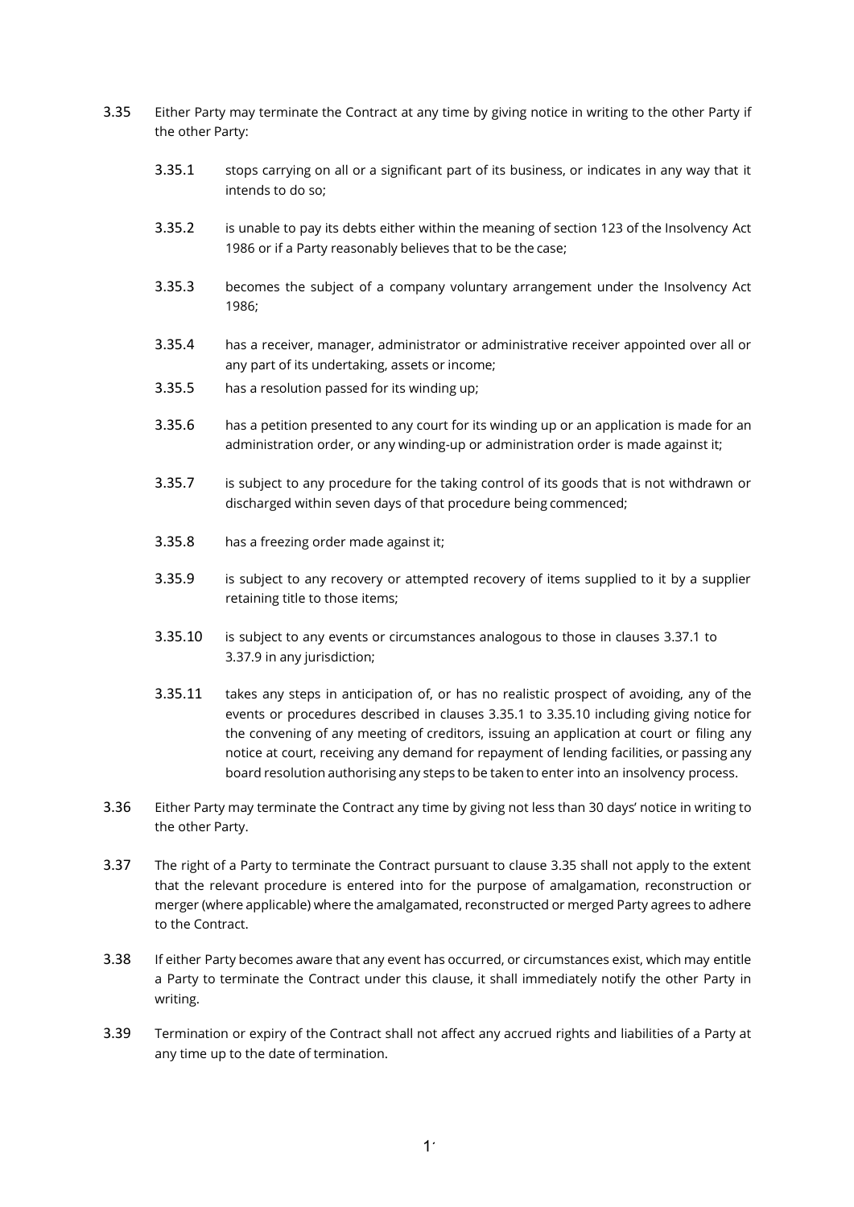3.35 Either Party may terminate the Contract at any time by giving notice in writing to the other Party if the other Party:

3.35.1 stops carrying on all or a significant part of its business, or indicates in any way that it intends to do so;

3.35.2 is unable to pay its debts either within the meaning of section 123 of the Insolvency Act 1986 or if a Party reasonably believes that to be the case;

3.35.3 becomes the subject of a company voluntary arrangement under the Insolvency Act 1986;

3.35.4 has a receiver, manager, administrator or administrative receiver appointed over all or any part of its undertaking, assets or income;

3.35.5 has a resolution passed for its winding up;

3.35.6 has a petition presented to any court for its winding up or an application is made for an administration order, or any winding-up or administration order is made against it;

3.35.7 is subject to any procedure for the taking control of its goods that is not withdrawn or discharged within seven days of that procedure being commenced;

3.35.8 has a freezing order made against it;

3.35.9 is subject to any recovery or attempted recovery of items supplied to it by a supplier retaining title to those items;

3.35.10 is subject to any events or circumstances analogous to those in clauses 3.37.1 to 3.37.9 in any jurisdiction;

3.35.11 takes any steps in anticipation of, or has no realistic prospect of avoiding, any of the events or procedures described in clauses 3.35.1 to 3.35.10 including giving notice for the convening of any meeting of creditors, issuing an application at court or filing any notice at court, receiving any demand for repayment of lending facilities, or passing any board resolution authorising any steps to be taken to enter into an insolvency process.

3.36 Either Party may terminate the Contract any time by giving not less than 30 days' notice in writing to the other Party.

3.37 The right of a Party to terminate the Contract pursuant to clause 3.35 shall not apply to the extent that the relevant procedure is entered into for the purpose of amalgamation, reconstruction or merger (where applicable) where the amalgamated, reconstructed or merged Party agrees to adhere to the Contract.

3.38 If either Party becomes aware that any event has occurred, or circumstances exist, which may entitle a Party to terminate the Contract under this clause, it shall immediately notify the other Party in writing.

3.39 Termination or expiry of the Contract shall not affect any accrued rights and liabilities of a Party at any time up to the date of termination.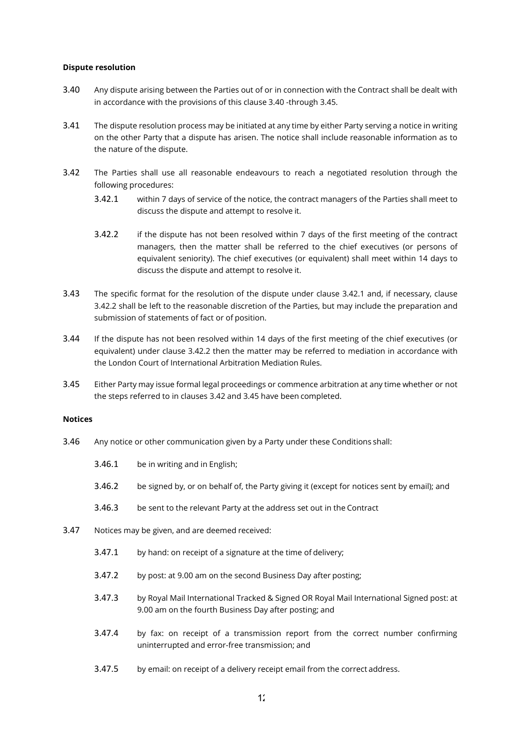**Dispute resolution**

3.40 Any dispute arising between the Parties out of or in connection with the Contract shall be dealt with in accordance with the provisions of this clause 3.40 -through 3.45.

3.41 The dispute resolution process may be initiated at any time by either Party serving a notice in writing on the other Party that a dispute has arisen. The notice shall include reasonable information as to the nature of the dispute.

3.42 The Parties shall use all reasonable endeavours to reach a negotiated resolution through the following procedures:

3.42.1 within 7 days of service of the notice, the contract managers of the Parties shall meet to discuss the dispute and attempt to resolve it.

3.42.2 if the dispute has not been resolved within 7 days of the first meeting of the contract managers, then the matter shall be referred to the chief executives (or persons of equivalent seniority). The chief executives (or equivalent) shall meet within 14 days to discuss the dispute and attempt to resolve it.

3.43 The specific format for the resolution of the dispute under clause 3.42.1 and, if necessary, clause 3.42.2 shall be left to the reasonable discretion of the Parties, but may include the preparation and submission of statements of fact or of position.

3.44 If the dispute has not been resolved within 14 days of the first meeting of the chief executives (or equivalent) under clause 3.42.2 then the matter may be referred to mediation in accordance with the London Court of International Arbitration Mediation Rules.

3.45 Either Party may issue formal legal proceedings or commence arbitration at any time whether or not the steps referred to in clauses 3.42 and 3.45 have been completed.

**Notices**

3.46 Any notice or other communication given by a Party under these Conditions shall:

3.46.1 be in writing and in English;

3.46.2 be signed by, or on behalf of, the Party giving it (except for notices sent by email); and

3.46.3 be sent to the relevant Party at the address set out in the Contract

3.47 Notices may be given, and are deemed received:

3.47.1 by hand: on receipt of a signature at the time of delivery;

3.47.2 by post: at 9.00 am on the second Business Day after posting;

3.47.3 by Royal Mail International Tracked & Signed OR Royal Mail International Signed post: at 9.00 am on the fourth Business Day after posting; and

3.47.4 by fax: on receipt of a transmission report from the correct number confirming uninterrupted and error-free transmission; and

3.47.5 by email: on receipt of a delivery receipt email from the correct address.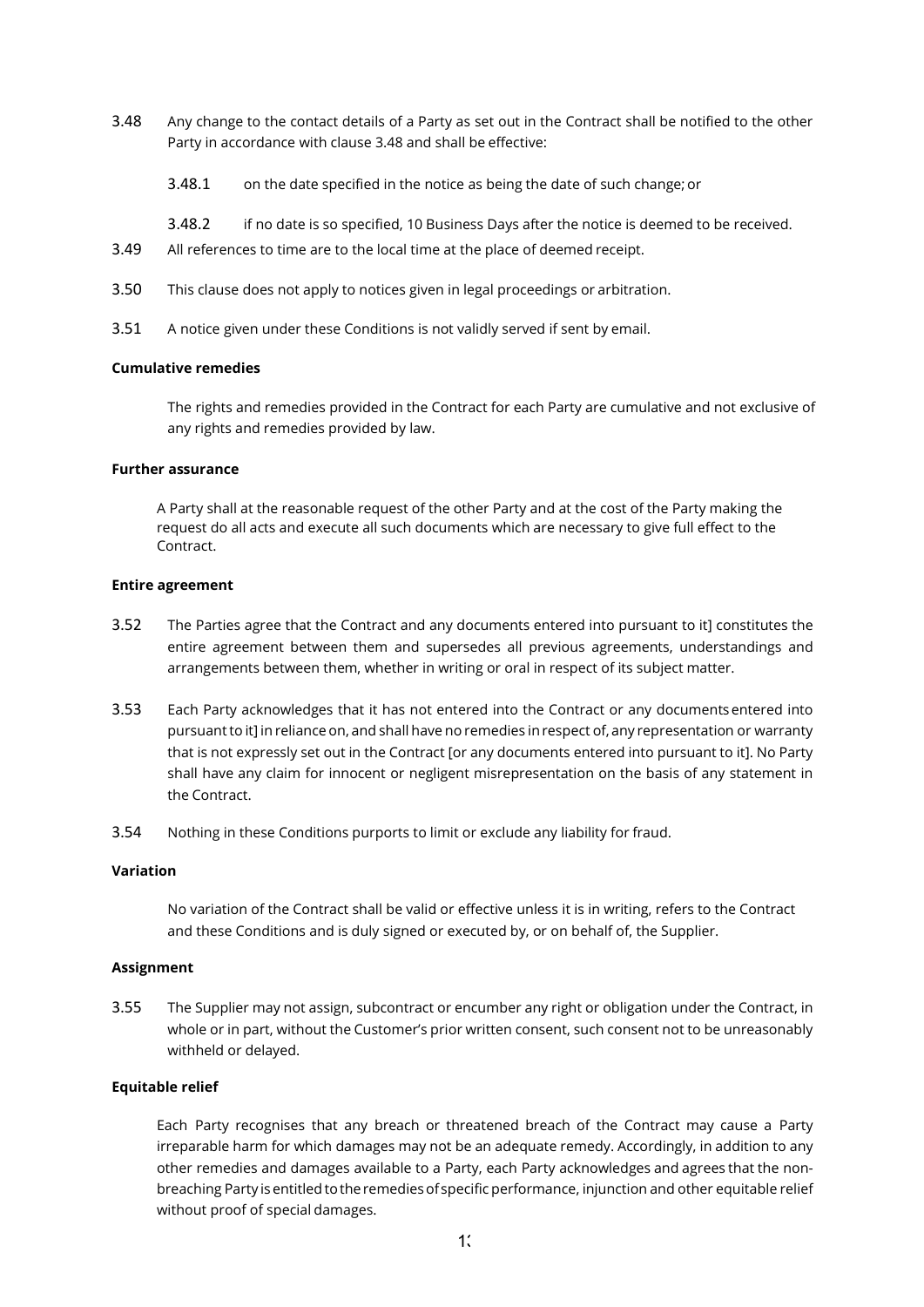3.48 Any change to the contact details of a Party as set out in the Contract shall be notified to the other Party in accordance with clause 3.48 and shall be effective:

3.48.1 on the date specified in the notice as being the date of such change; or

3.48.2 if no date is so specified, 10 Business Days after the notice is deemed to be received.

3.49 All references to time are to the local time at the place of deemed receipt.

3.50 This clause does not apply to notices given in legal proceedings or arbitration.

3.51 A notice given under these Conditions is not validly served if sent by email.

**Cumulative remedies**

The rights and remedies provided in the Contract for each Party are cumulative and not exclusive of any rights and remedies provided by law.

**Further assurance**

A Party shall at the reasonable request of the other Party and at the cost of the Party making the request do all acts and execute all such documents which are necessary to give full effect to the Contract.

**Entire agreement**

3.52 The Parties agree that the Contract and any documents entered into pursuant to it] constitutes the entire agreement between them and supersedes all previous agreements, understandings and arrangements between them, whether in writing or oral in respect of its subject matter.

3.53 Each Party acknowledges that it has not entered into the Contract or any documents entered into pursuant to it] in reliance on, and shall have no remedies in respect of, any representation or warranty that is not expressly set out in the Contract [or any documents entered into pursuant to it]. No Party shall have any claim for innocent or negligent misrepresentation on the basis of any statement in the Contract.

3.54 Nothing in these Conditions purports to limit or exclude any liability for fraud.

**Variation**

No variation of the Contract shall be valid or effective unless it is in writing, refers to the Contract and these Conditions and is duly signed or executed by, or on behalf of, the Supplier.

**Assignment**

3.55 The Supplier may not assign, subcontract or encumber any right or obligation under the Contract, in whole or in part, without the Customer's prior written consent, such consent not to be unreasonably withheld or delayed.

**Equitable relief**

Each Party recognises that any breach or threatened breach of the Contract may cause a Party irreparable harm for which damages may not be an adequate remedy. Accordingly, in addition to any other remedies and damages available to a Party, each Party acknowledges and agrees that the non-breaching Party is entitled to the remedies of specific performance, injunction and other equitable relief without proof of special damages.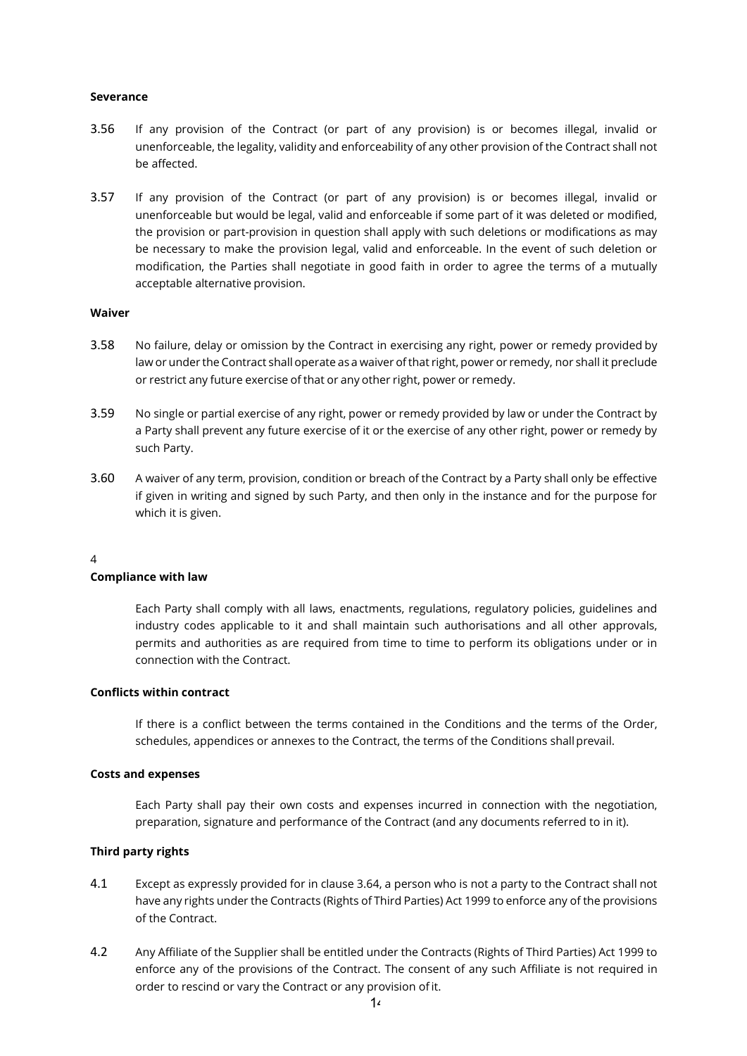**Severance**

3.56 If any provision of the Contract (or part of any provision) is or becomes illegal, invalid or unenforceable, the legality, validity and enforceability of any other provision of the Contract shall not be affected.

3.57 If any provision of the Contract (or part of any provision) is or becomes illegal, invalid or unenforceable but would be legal, valid and enforceable if some part of it was deleted or modified, the provision or part-provision in question shall apply with such deletions or modifications as may be necessary to make the provision legal, valid and enforceable. In the event of such deletion or modification, the Parties shall negotiate in good faith in order to agree the terms of a mutually acceptable alternative provision.

**Waiver**

3.58 No failure, delay or omission by the Contract in exercising any right, power or remedy provided by law or under the Contract shall operate as a waiver of that right, power or remedy, nor shall it preclude or restrict any future exercise of that or any other right, power or remedy.

3.59 No single or partial exercise of any right, power or remedy provided by law or under the Contract by a Party shall prevent any future exercise of it or the exercise of any other right, power or remedy by such Party.

3.60 A waiver of any term, provision, condition or breach of the Contract by a Party shall only be effective if given in writing and signed by such Party, and then only in the instance and for the purpose for which it is given.

4

**Compliance with law**

Each Party shall comply with all laws, enactments, regulations, regulatory policies, guidelines and industry codes applicable to it and shall maintain such authorisations and all other approvals, permits and authorities as are required from time to time to perform its obligations under or in connection with the Contract.

**Conflicts within contract**

If there is a conflict between the terms contained in the Conditions and the terms of the Order, schedules, appendices or annexes to the Contract, the terms of the Conditions shall prevail.

**Costs and expenses**

Each Party shall pay their own costs and expenses incurred in connection with the negotiation, preparation, signature and performance of the Contract (and any documents referred to in it).

**Third party rights**

4.1 Except as expressly provided for in clause 3.64, a person who is not a party to the Contract shall not have any rights under the Contracts (Rights of Third Parties) Act 1999 to enforce any of the provisions of the Contract.

4.2 Any Affiliate of the Supplier shall be entitled under the Contracts (Rights of Third Parties) Act 1999 to enforce any of the provisions of the Contract. The consent of any such Affiliate is not required in order to rescind or vary the Contract or any provision of it.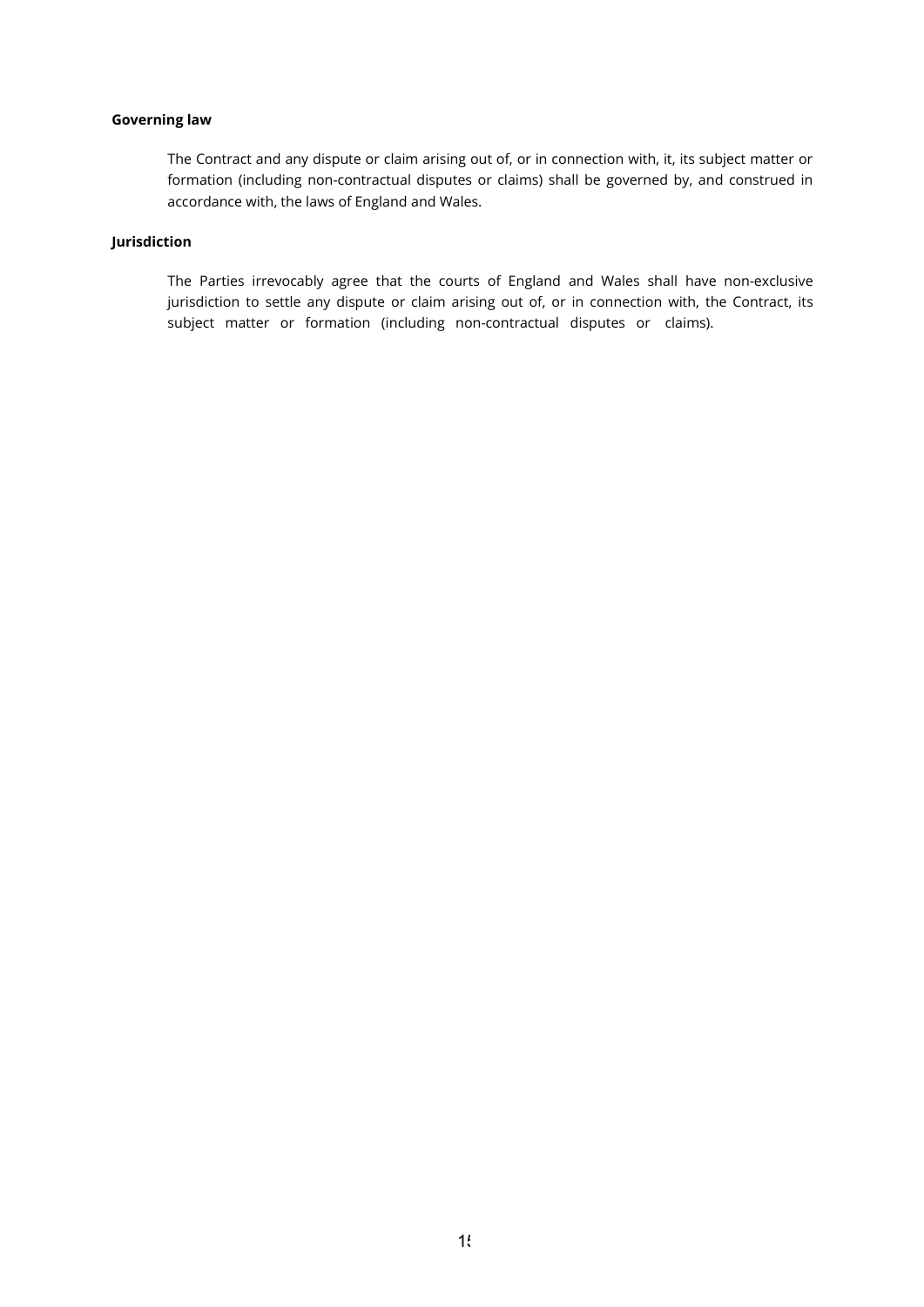**Governing law**

The Contract and any dispute or claim arising out of, or in connection with, it, its subject matter or formation (including non-contractual disputes or claims) shall be governed by, and construed in accordance with, the laws of England and Wales.

**Jurisdiction**

The Parties irrevocably agree that the courts of England and Wales shall have non-exclusive jurisdiction to settle any dispute or claim arising out of, or in connection with, the Contract, its subject matter or formation (including non-contractual disputes or claims).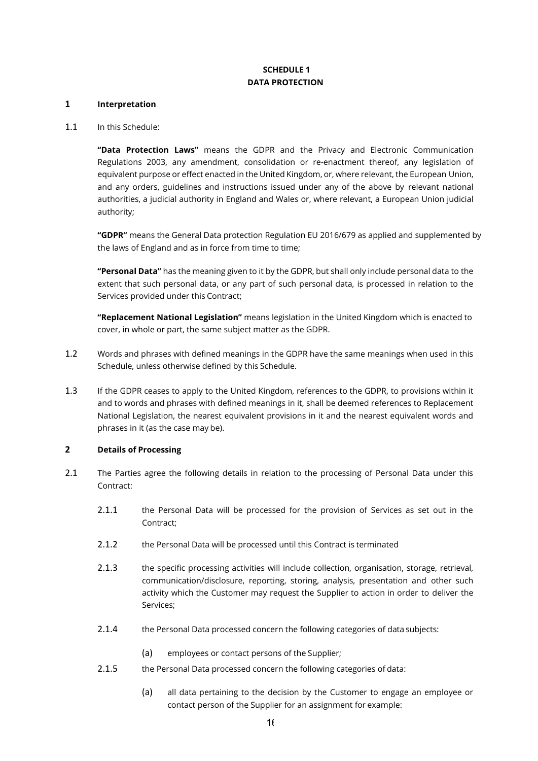**SCHEDULE 1**
**DATA PROTECTION**

## 1 Interpretation

1.1 In this Schedule:

**"Data Protection Laws"** means the GDPR and the Privacy and Electronic Communication Regulations 2003, any amendment, consolidation or re-enactment thereof, any legislation of equivalent purpose or effect enacted in the United Kingdom, or, where relevant, the European Union, and any orders, guidelines and instructions issued under any of the above by relevant national authorities, a judicial authority in England and Wales or, where relevant, a European Union judicial authority;

**"GDPR"** means the General Data protection Regulation EU 2016/679 as applied and supplemented by the laws of England and as in force from time to time;

**"Personal Data"** has the meaning given to it by the GDPR, but shall only include personal data to the extent that such personal data, or any part of such personal data, is processed in relation to the Services provided under this Contract;

**"Replacement National Legislation"** means legislation in the United Kingdom which is enacted to cover, in whole or part, the same subject matter as the GDPR.

1.2 Words and phrases with defined meanings in the GDPR have the same meanings when used in this Schedule, unless otherwise defined by this Schedule.

1.3 If the GDPR ceases to apply to the United Kingdom, references to the GDPR, to provisions within it and to words and phrases with defined meanings in it, shall be deemed references to Replacement National Legislation, the nearest equivalent provisions in it and the nearest equivalent words and phrases in it (as the case may be).

## 2 Details of Processing

2.1 The Parties agree the following details in relation to the processing of Personal Data under this Contract:

2.1.1 the Personal Data will be processed for the provision of Services as set out in the Contract;

2.1.2 the Personal Data will be processed until this Contract is terminated

2.1.3 the specific processing activities will include collection, organisation, storage, retrieval, communication/disclosure, reporting, storing, analysis, presentation and other such activity which the Customer may request the Supplier to action in order to deliver the Services;

2.1.4 the Personal Data processed concern the following categories of data subjects:

(a) employees or contact persons of the Supplier;

2.1.5 the Personal Data processed concern the following categories of data:

(a) all data pertaining to the decision by the Customer to engage an employee or contact person of the Supplier for an assignment for example: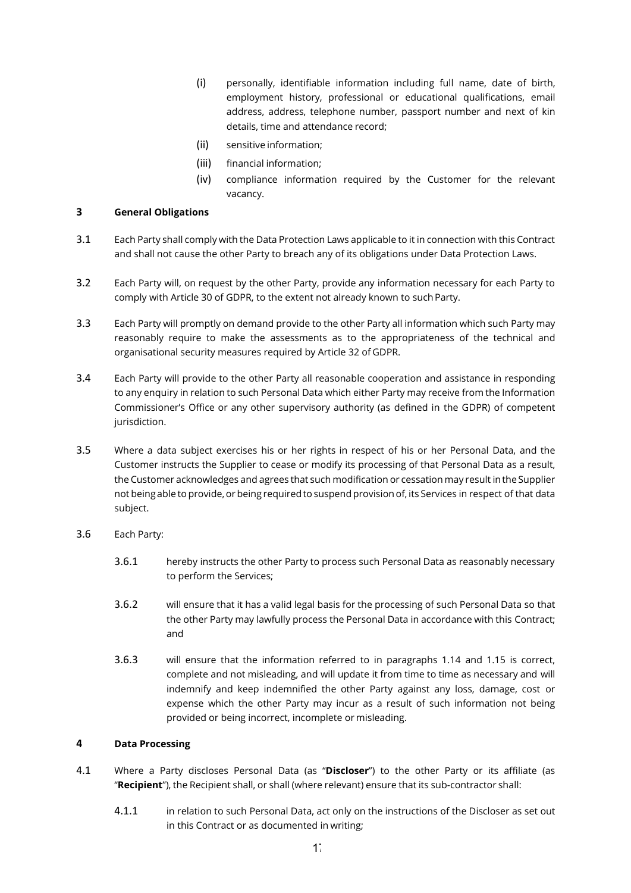(i) personally, identifiable information including full name, date of birth, employment history, professional or educational qualifications, email address, address, telephone number, passport number and next of kin details, time and attendance record;

(ii) sensitive information;

(iii) financial information;

(iv) compliance information required by the Customer for the relevant vacancy.

## 3 General Obligations

3.1 Each Party shall comply with the Data Protection Laws applicable to it in connection with this Contract and shall not cause the other Party to breach any of its obligations under Data Protection Laws.

3.2 Each Party will, on request by the other Party, provide any information necessary for each Party to comply with Article 30 of GDPR, to the extent not already known to such Party.

3.3 Each Party will promptly on demand provide to the other Party all information which such Party may reasonably require to make the assessments as to the appropriateness of the technical and organisational security measures required by Article 32 of GDPR.

3.4 Each Party will provide to the other Party all reasonable cooperation and assistance in responding to any enquiry in relation to such Personal Data which either Party may receive from the Information Commissioner's Office or any other supervisory authority (as defined in the GDPR) of competent jurisdiction.

3.5 Where a data subject exercises his or her rights in respect of his or her Personal Data, and the Customer instructs the Supplier to cease or modify its processing of that Personal Data as a result, the Customer acknowledges and agrees that such modification or cessation may result in the Supplier not being able to provide, or being required to suspend provision of, its Services in respect of that data subject.

3.6 Each Party:

3.6.1 hereby instructs the other Party to process such Personal Data as reasonably necessary to perform the Services;

3.6.2 will ensure that it has a valid legal basis for the processing of such Personal Data so that the other Party may lawfully process the Personal Data in accordance with this Contract; and

3.6.3 will ensure that the information referred to in paragraphs 1.14 and 1.15 is correct, complete and not misleading, and will update it from time to time as necessary and will indemnify and keep indemnified the other Party against any loss, damage, cost or expense which the other Party may incur as a result of such information not being provided or being incorrect, incomplete or misleading.

## 4 Data Processing

4.1 Where a Party discloses Personal Data (as "**Discloser**") to the other Party or its affiliate (as "**Recipient**"), the Recipient shall, or shall (where relevant) ensure that its sub-contractor shall:

4.1.1 in relation to such Personal Data, act only on the instructions of the Discloser as set out in this Contract or as documented in writing;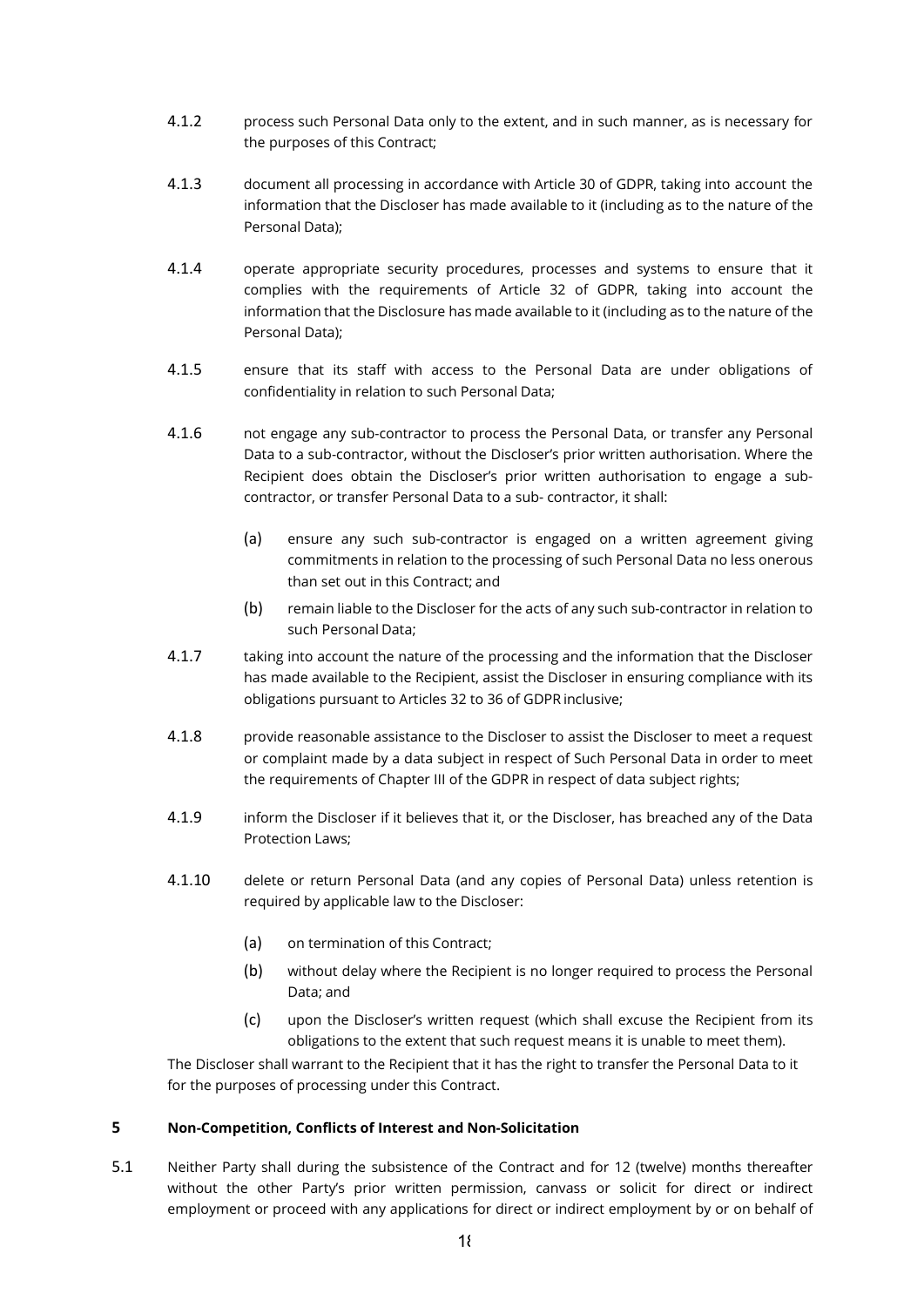4.1.2 process such Personal Data only to the extent, and in such manner, as is necessary for the purposes of this Contract;

4.1.3 document all processing in accordance with Article 30 of GDPR, taking into account the information that the Discloser has made available to it (including as to the nature of the Personal Data);

4.1.4 operate appropriate security procedures, processes and systems to ensure that it complies with the requirements of Article 32 of GDPR, taking into account the information that the Disclosure has made available to it (including as to the nature of the Personal Data);

4.1.5 ensure that its staff with access to the Personal Data are under obligations of confidentiality in relation to such Personal Data;

4.1.6 not engage any sub-contractor to process the Personal Data, or transfer any Personal Data to a sub-contractor, without the Discloser's prior written authorisation. Where the Recipient does obtain the Discloser's prior written authorisation to engage a sub-contractor, or transfer Personal Data to a sub- contractor, it shall:

- (a) ensure any such sub-contractor is engaged on a written agreement giving commitments in relation to the processing of such Personal Data no less onerous than set out in this Contract; and
- (b) remain liable to the Discloser for the acts of any such sub-contractor in relation to such Personal Data;

4.1.7 taking into account the nature of the processing and the information that the Discloser has made available to the Recipient, assist the Discloser in ensuring compliance with its obligations pursuant to Articles 32 to 36 of GDPR inclusive;

4.1.8 provide reasonable assistance to the Discloser to assist the Discloser to meet a request or complaint made by a data subject in respect of Such Personal Data in order to meet the requirements of Chapter III of the GDPR in respect of data subject rights;

4.1.9 inform the Discloser if it believes that it, or the Discloser, has breached any of the Data Protection Laws;

4.1.10 delete or return Personal Data (and any copies of Personal Data) unless retention is required by applicable law to the Discloser:

- (a) on termination of this Contract;
- (b) without delay where the Recipient is no longer required to process the Personal Data; and
- (c) upon the Discloser's written request (which shall excuse the Recipient from its obligations to the extent that such request means it is unable to meet them).

The Discloser shall warrant to the Recipient that it has the right to transfer the Personal Data to it for the purposes of processing under this Contract.

## 5 Non-Competition, Conflicts of Interest and Non-Solicitation

5.1 Neither Party shall during the subsistence of the Contract and for 12 (twelve) months thereafter without the other Party's prior written permission, canvass or solicit for direct or indirect employment or proceed with any applications for direct or indirect employment by or on behalf of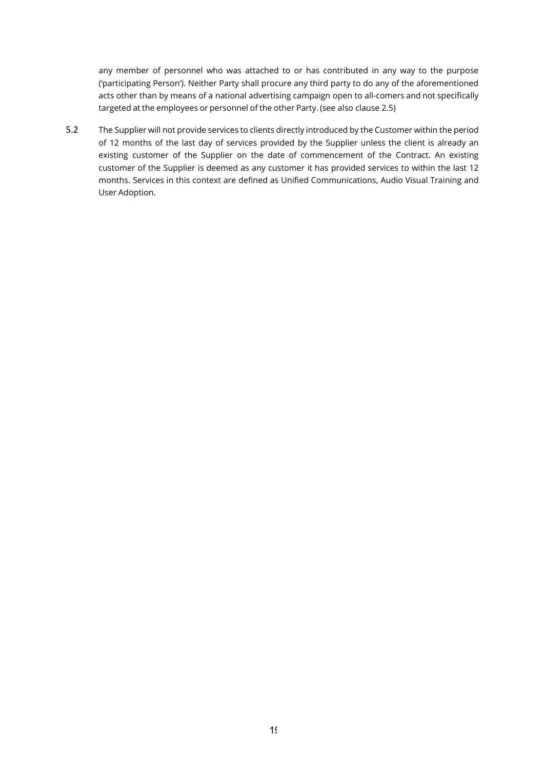any member of personnel who was attached to or has contributed in any way to the purpose ('participating Person'). Neither Party shall procure any third party to do any of the aforementioned acts other than by means of a national advertising campaign open to all-comers and not specifically targeted at the employees or personnel of the other Party. (see also clause 2.5)

5.2 The Supplier will not provide services to clients directly introduced by the Customer within the period of 12 months of the last day of services provided by the Supplier unless the client is already an existing customer of the Supplier on the date of commencement of the Contract. An existing customer of the Supplier is deemed as any customer it has provided services to within the last 12 months. Services in this context are defined as Unified Communications, Audio Visual Training and User Adoption.